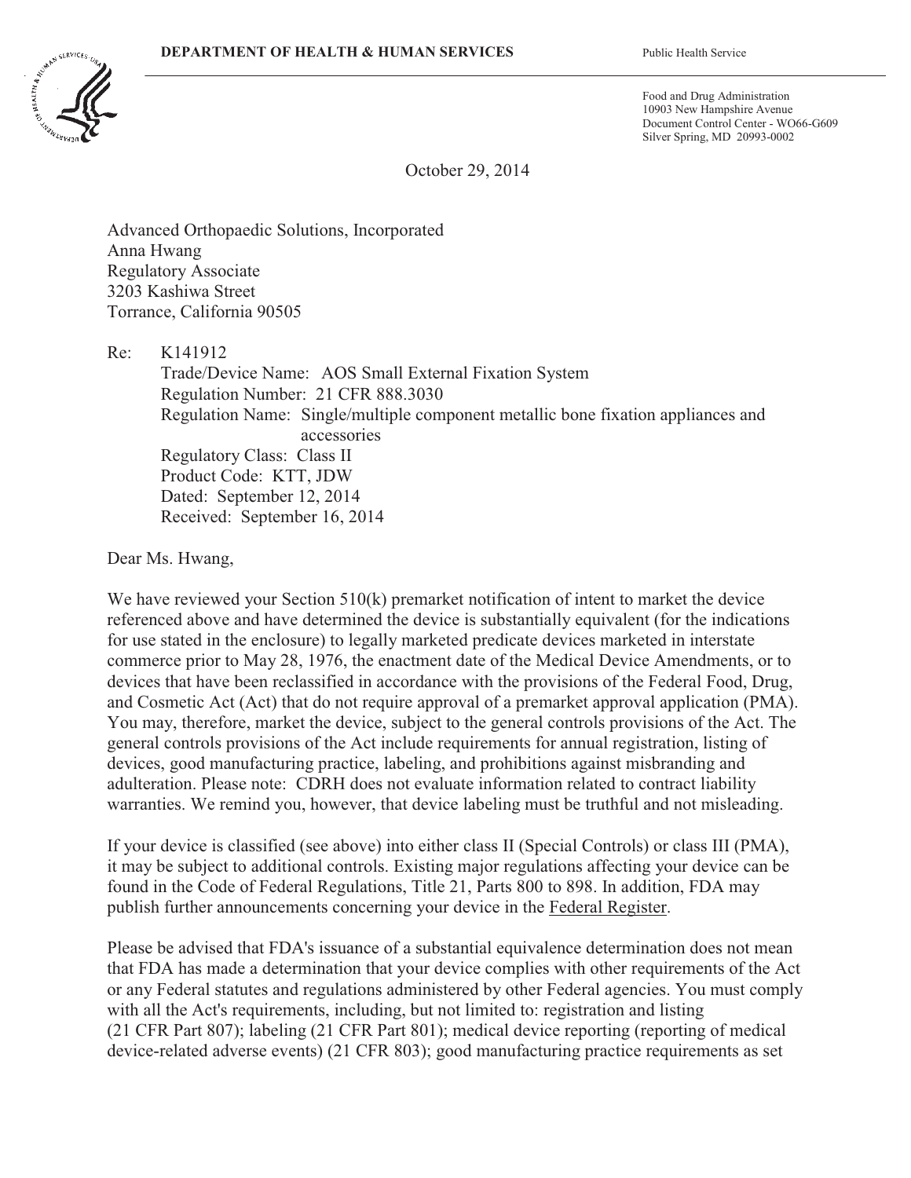**DEPARTMENT OF HEALTH & HUMAN SERVICES** Public Health Service

Food and Drug Administration
10903 New Hampshire Avenue
Document Control Center - WO66-G609
Silver Spring, MD 20993-0002

October 29, 2014

Advanced Orthopaedic Solutions, Incorporated
Anna Hwang
Regulatory Associate
3203 Kashiwa Street
Torrance, California 90505

Re: K141912
Trade/Device Name: AOS Small External Fixation System
Regulation Number: 21 CFR 888.3030
Regulation Name: Single/multiple component metallic bone fixation appliances and accessories
Regulatory Class: Class II
Product Code: KTT, JDW
Dated: September 12, 2014
Received: September 16, 2014

Dear Ms. Hwang,

We have reviewed your Section 510(k) premarket notification of intent to market the device referenced above and have determined the device is substantially equivalent (for the indications for use stated in the enclosure) to legally marketed predicate devices marketed in interstate commerce prior to May 28, 1976, the enactment date of the Medical Device Amendments, or to devices that have been reclassified in accordance with the provisions of the Federal Food, Drug, and Cosmetic Act (Act) that do not require approval of a premarket approval application (PMA). You may, therefore, market the device, subject to the general controls provisions of the Act. The general controls provisions of the Act include requirements for annual registration, listing of devices, good manufacturing practice, labeling, and prohibitions against misbranding and adulteration. Please note: CDRH does not evaluate information related to contract liability warranties. We remind you, however, that device labeling must be truthful and not misleading.

If your device is classified (see above) into either class II (Special Controls) or class III (PMA), it may be subject to additional controls. Existing major regulations affecting your device can be found in the Code of Federal Regulations, Title 21, Parts 800 to 898. In addition, FDA may publish further announcements concerning your device in the Federal Register.

Please be advised that FDA's issuance of a substantial equivalence determination does not mean that FDA has made a determination that your device complies with other requirements of the Act or any Federal statutes and regulations administered by other Federal agencies. You must comply with all the Act's requirements, including, but not limited to: registration and listing (21 CFR Part 807); labeling (21 CFR Part 801); medical device reporting (reporting of medical device-related adverse events) (21 CFR 803); good manufacturing practice requirements as set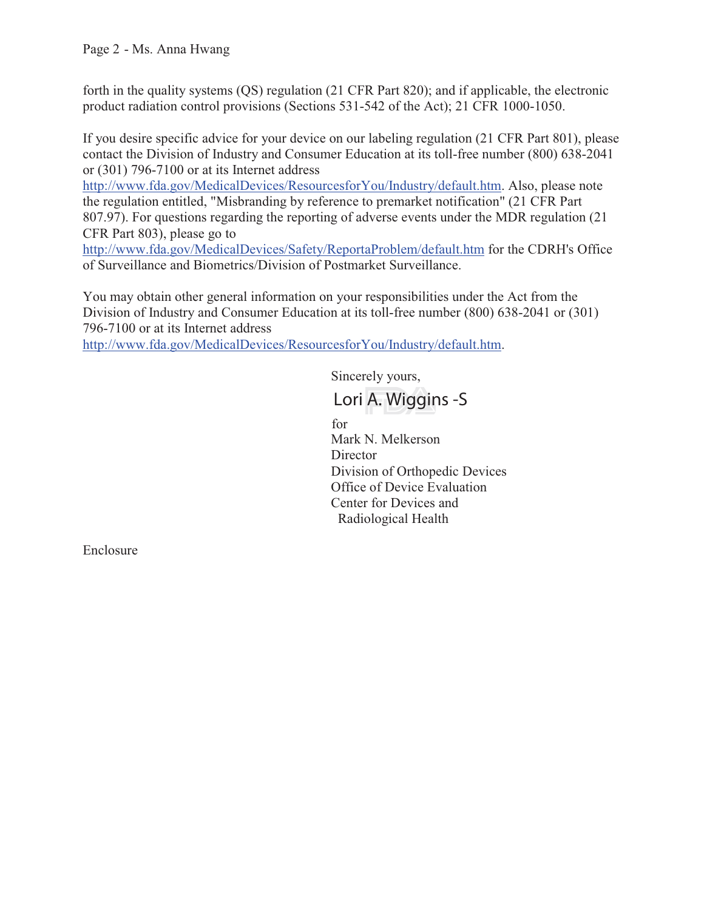forth in the quality systems (QS) regulation (21 CFR Part 820); and if applicable, the electronic product radiation control provisions (Sections 531-542 of the Act); 21 CFR 1000-1050.

If you desire specific advice for your device on our labeling regulation (21 CFR Part 801), please contact the Division of Industry and Consumer Education at its toll-free number (800) 638-2041 or (301) 796-7100 or at its Internet address http://www.fda.gov/MedicalDevices/ResourcesforYou/Industry/default.htm. Also, please note the regulation entitled, "Misbranding by reference to premarket notification" (21 CFR Part 807.97). For questions regarding the reporting of adverse events under the MDR regulation (21 CFR Part 803), please go to http://www.fda.gov/MedicalDevices/Safety/ReportaProblem/default.htm for the CDRH's Office of Surveillance and Biometrics/Division of Postmarket Surveillance.

You may obtain other general information on your responsibilities under the Act from the Division of Industry and Consumer Education at its toll-free number (800) 638-2041 or (301) 796-7100 or at its Internet address http://www.fda.gov/MedicalDevices/ResourcesforYou/Industry/default.htm.

Sincerely yours,

Lori A. Wiggins -S

for
Mark N. Melkerson
Director
Division of Orthopedic Devices
Office of Device Evaluation
Center for Devices and
Radiological Health

Enclosure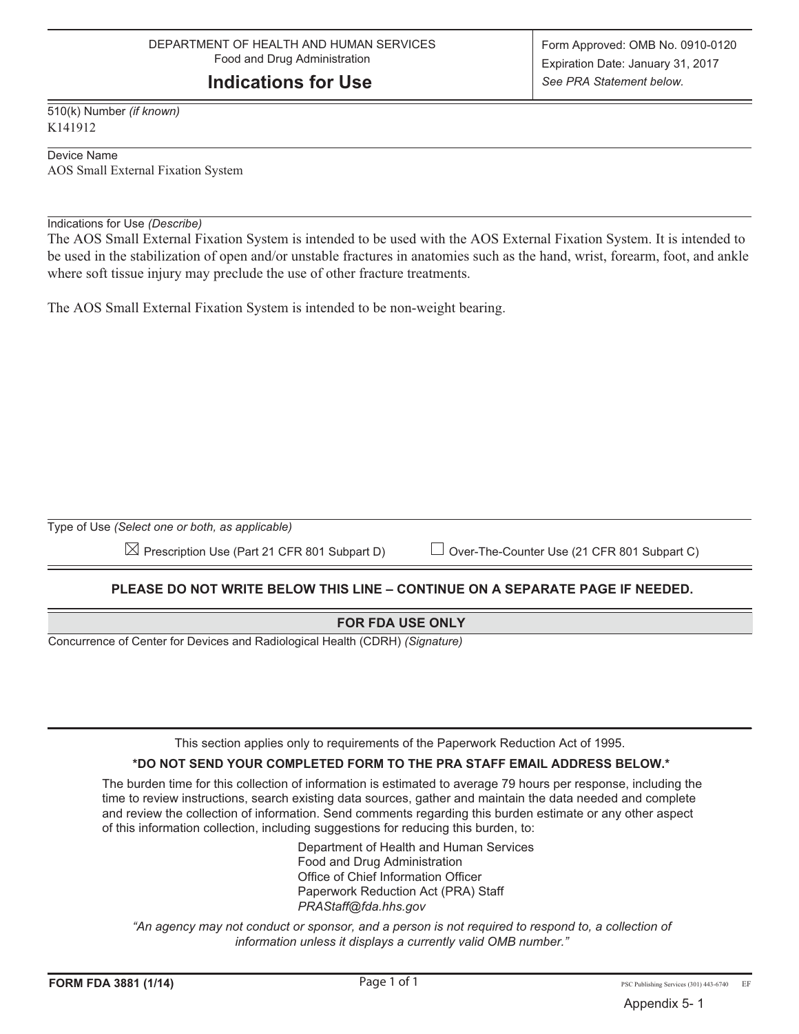DEPARTMENT OF HEALTH AND HUMAN SERVICES
Food and Drug Administration

# Indications for Use

Form Approved: OMB No. 0910-0120
Expiration Date: January 31, 2017
*See PRA Statement below.*

510(k) Number *(if known)*
K141912

Device Name
AOS Small External Fixation System

Indications for Use *(Describe)*
The AOS Small External Fixation System is intended to be used with the AOS External Fixation System. It is intended to be used in the stabilization of open and/or unstable fractures in anatomies such as the hand, wrist, forearm, foot, and ankle where soft tissue injury may preclude the use of other fracture treatments.

The AOS Small External Fixation System is intended to be non-weight bearing.

Type of Use *(Select one or both, as applicable)*

☒ Prescription Use (Part 21 CFR 801 Subpart D)   ☐ Over-The-Counter Use (21 CFR 801 Subpart C)

**PLEASE DO NOT WRITE BELOW THIS LINE – CONTINUE ON A SEPARATE PAGE IF NEEDED.**

**FOR FDA USE ONLY**

Concurrence of Center for Devices and Radiological Health (CDRH) *(Signature)*

This section applies only to requirements of the Paperwork Reduction Act of 1995.

**\*DO NOT SEND YOUR COMPLETED FORM TO THE PRA STAFF EMAIL ADDRESS BELOW.\***

The burden time for this collection of information is estimated to average 79 hours per response, including the time to review instructions, search existing data sources, gather and maintain the data needed and complete and review the collection of information. Send comments regarding this burden estimate or any other aspect of this information collection, including suggestions for reducing this burden, to:

Department of Health and Human Services
Food and Drug Administration
Office of Chief Information Officer
Paperwork Reduction Act (PRA) Staff
*PRAStaff@fda.hhs.gov*

*"An agency may not conduct or sponsor, and a person is not required to respond to, a collection of information unless it displays a currently valid OMB number."*

**FORM FDA 3881 (1/14)**

Appendix 5- 1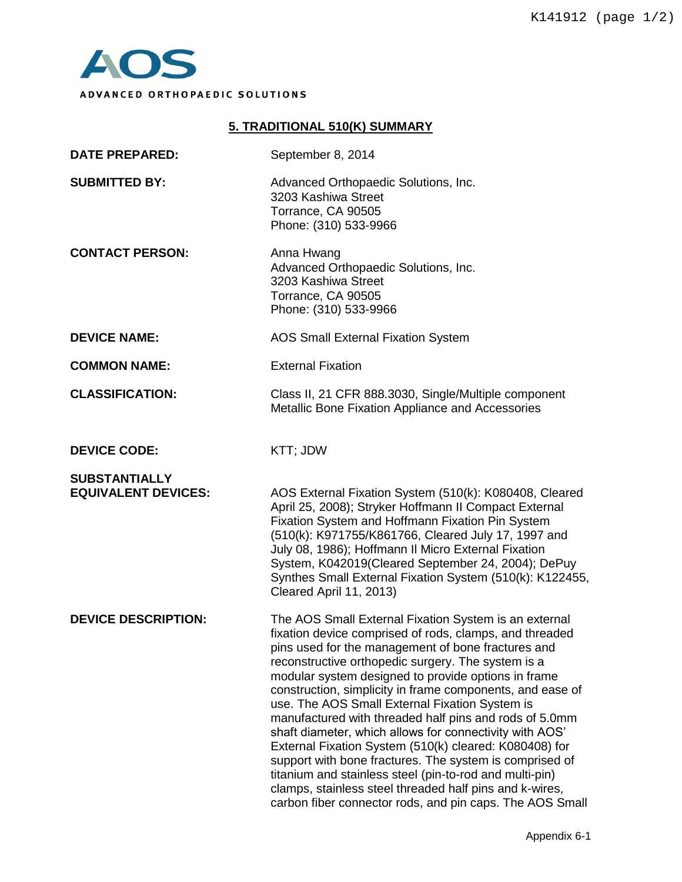ADVANCED ORTHOPAEDIC SOLUTIONS

## 5. TRADITIONAL 510(K) SUMMARY

**DATE PREPARED:** September 8, 2014

**SUBMITTED BY:** Advanced Orthopaedic Solutions, Inc.
3203 Kashiwa Street
Torrance, CA 90505
Phone: (310) 533-9966

**CONTACT PERSON:** Anna Hwang
Advanced Orthopaedic Solutions, Inc.
3203 Kashiwa Street
Torrance, CA 90505
Phone: (310) 533-9966

**DEVICE NAME:** AOS Small External Fixation System

**COMMON NAME:** External Fixation

**CLASSIFICATION:** Class II, 21 CFR 888.3030, Single/Multiple component Metallic Bone Fixation Appliance and Accessories

**DEVICE CODE:** KTT; JDW

**SUBSTANTIALLY EQUIVALENT DEVICES:** AOS External Fixation System (510(k): K080408, Cleared April 25, 2008); Stryker Hoffmann II Compact External Fixation System and Hoffmann Fixation Pin System (510(k): K971755/K861766, Cleared July 17, 1997 and July 08, 1986); Hoffmann II Micro External Fixation System, K042019(Cleared September 24, 2004); DePuy Synthes Small External Fixation System (510(k): K122455, Cleared April 11, 2013)

**DEVICE DESCRIPTION:** The AOS Small External Fixation System is an external fixation device comprised of rods, clamps, and threaded pins used for the management of bone fractures and reconstructive orthopedic surgery. The system is a modular system designed to provide options in frame construction, simplicity in frame components, and ease of use. The AOS Small External Fixation System is manufactured with threaded half pins and rods of 5.0mm shaft diameter, which allows for connectivity with AOS' External Fixation System (510(k) cleared: K080408) for support with bone fractures. The system is comprised of titanium and stainless steel (pin-to-rod and multi-pin) clamps, stainless steel threaded half pins and k-wires, carbon fiber connector rods, and pin caps. The AOS Small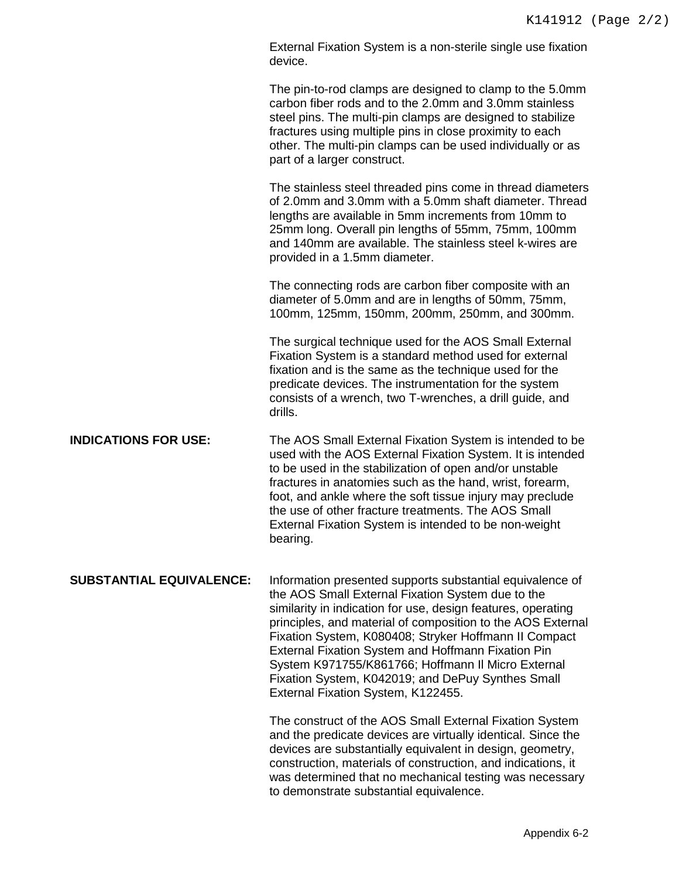External Fixation System is a non-sterile single use fixation device.

The pin-to-rod clamps are designed to clamp to the 5.0mm carbon fiber rods and to the 2.0mm and 3.0mm stainless steel pins. The multi-pin clamps are designed to stabilize fractures using multiple pins in close proximity to each other. The multi-pin clamps can be used individually or as part of a larger construct.

The stainless steel threaded pins come in thread diameters of 2.0mm and 3.0mm with a 5.0mm shaft diameter. Thread lengths are available in 5mm increments from 10mm to 25mm long. Overall pin lengths of 55mm, 75mm, 100mm and 140mm are available. The stainless steel k-wires are provided in a 1.5mm diameter.

The connecting rods are carbon fiber composite with an diameter of 5.0mm and are in lengths of 50mm, 75mm, 100mm, 125mm, 150mm, 200mm, 250mm, and 300mm.

The surgical technique used for the AOS Small External Fixation System is a standard method used for external fixation and is the same as the technique used for the predicate devices. The instrumentation for the system consists of a wrench, two T-wrenches, a drill guide, and drills.

**INDICATIONS FOR USE:** The AOS Small External Fixation System is intended to be used with the AOS External Fixation System. It is intended to be used in the stabilization of open and/or unstable fractures in anatomies such as the hand, wrist, forearm, foot, and ankle where the soft tissue injury may preclude the use of other fracture treatments. The AOS Small External Fixation System is intended to be non-weight bearing.

**SUBSTANTIAL EQUIVALENCE:** Information presented supports substantial equivalence of the AOS Small External Fixation System due to the similarity in indication for use, design features, operating principles, and material of composition to the AOS External Fixation System, K080408; Stryker Hoffmann II Compact External Fixation System and Hoffmann Fixation Pin System K971755/K861766; Hoffmann Il Micro External Fixation System, K042019; and DePuy Synthes Small External Fixation System, K122455.

The construct of the AOS Small External Fixation System and the predicate devices are virtually identical. Since the devices are substantially equivalent in design, geometry, construction, materials of construction, and indications, it was determined that no mechanical testing was necessary to demonstrate substantial equivalence.

Appendix 6-2